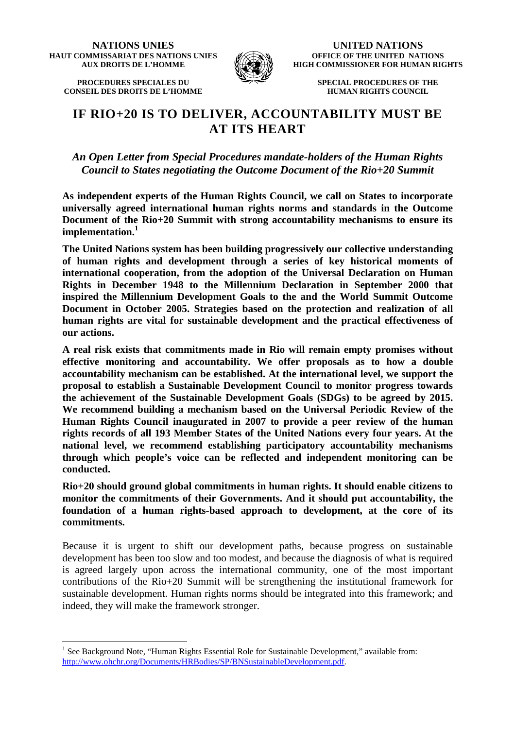**NATIONS UNIES**
**HAUT COMMISSARIAT DES NATIONS UNIES AUX DROITS DE L'HOMME**

**PROCEDURES SPECIALES DU CONSEIL DES DROITS DE L'HOMME**

**UNITED NATIONS**
**OFFICE OF THE UNITED NATIONS HIGH COMMISSIONER FOR HUMAN RIGHTS**

**SPECIAL PROCEDURES OF THE HUMAN RIGHTS COUNCIL**

# IF RIO+20 IS TO DELIVER, ACCOUNTABILITY MUST BE AT ITS HEART

*An Open Letter from Special Procedures mandate-holders of the Human Rights Council to States negotiating the Outcome Document of the Rio+20 Summit*

**As independent experts of the Human Rights Council, we call on States to incorporate universally agreed international human rights norms and standards in the Outcome Document of the Rio+20 Summit with strong accountability mechanisms to ensure its implementation.[1]**

**The United Nations system has been building progressively our collective understanding of human rights and development through a series of key historical moments of international cooperation, from the adoption of the Universal Declaration on Human Rights in December 1948 to the Millennium Declaration in September 2000 that inspired the Millennium Development Goals to the and the World Summit Outcome Document in October 2005. Strategies based on the protection and realization of all human rights are vital for sustainable development and the practical effectiveness of our actions.**

**A real risk exists that commitments made in Rio will remain empty promises without effective monitoring and accountability. We offer proposals as to how a double accountability mechanism can be established. At the international level, we support the proposal to establish a Sustainable Development Council to monitor progress towards the achievement of the Sustainable Development Goals (SDGs) to be agreed by 2015. We recommend building a mechanism based on the Universal Periodic Review of the Human Rights Council inaugurated in 2007 to provide a peer review of the human rights records of all 193 Member States of the United Nations every four years. At the national level, we recommend establishing participatory accountability mechanisms through which people's voice can be reflected and independent monitoring can be conducted.**

**Rio+20 should ground global commitments in human rights. It should enable citizens to monitor the commitments of their Governments. And it should put accountability, the foundation of a human rights-based approach to development, at the core of its commitments.**

Because it is urgent to shift our development paths, because progress on sustainable development has been too slow and too modest, and because the diagnosis of what is required is agreed largely upon across the international community, one of the most important contributions of the Rio+20 Summit will be strengthening the institutional framework for sustainable development. Human rights norms should be integrated into this framework; and indeed, they will make the framework stronger.

---

[1] See Background Note, "Human Rights Essential Role for Sustainable Development," available from: http://www.ohchr.org/Documents/HRBodies/SP/BNSustainableDevelopment.pdf.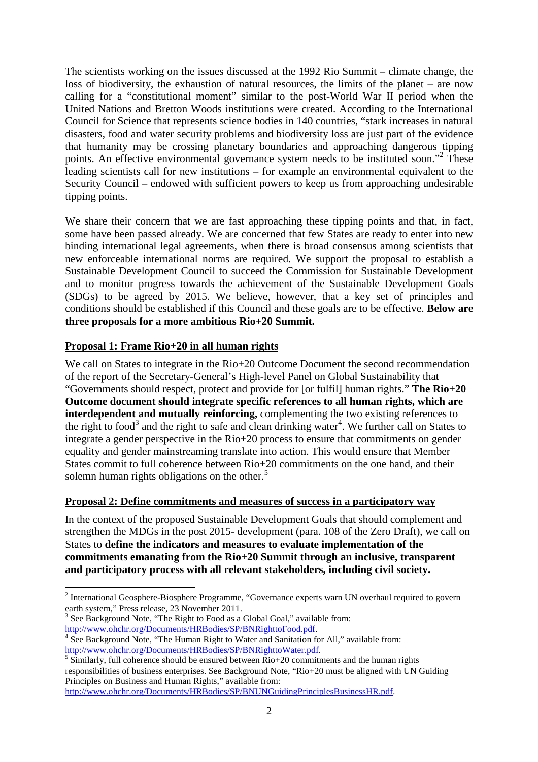The scientists working on the issues discussed at the 1992 Rio Summit – climate change, the loss of biodiversity, the exhaustion of natural resources, the limits of the planet – are now calling for a "constitutional moment" similar to the post-World War II period when the United Nations and Bretton Woods institutions were created. According to the International Council for Science that represents science bodies in 140 countries, "stark increases in natural disasters, food and water security problems and biodiversity loss are just part of the evidence that humanity may be crossing planetary boundaries and approaching dangerous tipping points. An effective environmental governance system needs to be instituted soon."[2] These leading scientists call for new institutions – for example an environmental equivalent to the Security Council – endowed with sufficient powers to keep us from approaching undesirable tipping points.

We share their concern that we are fast approaching these tipping points and that, in fact, some have been passed already. We are concerned that few States are ready to enter into new binding international legal agreements, when there is broad consensus among scientists that new enforceable international norms are required. We support the proposal to establish a Sustainable Development Council to succeed the Commission for Sustainable Development and to monitor progress towards the achievement of the Sustainable Development Goals (SDGs) to be agreed by 2015. We believe, however, that a key set of principles and conditions should be established if this Council and these goals are to be effective. **Below are three proposals for a more ambitious Rio+20 Summit.**

## Proposal 1: Frame Rio+20 in all human rights

We call on States to integrate in the Rio+20 Outcome Document the second recommendation of the report of the Secretary-General's High-level Panel on Global Sustainability that "Governments should respect, protect and provide for [or fulfil] human rights." **The Rio+20 Outcome document should integrate specific references to all human rights, which are interdependent and mutually reinforcing,** complementing the two existing references to the right to food[3] and the right to safe and clean drinking water[4]. We further call on States to integrate a gender perspective in the Rio+20 process to ensure that commitments on gender equality and gender mainstreaming translate into action. This would ensure that Member States commit to full coherence between Rio+20 commitments on the one hand, and their solemn human rights obligations on the other.[5]

## Proposal 2: Define commitments and measures of success in a participatory way

In the context of the proposed Sustainable Development Goals that should complement and strengthen the MDGs in the post 2015- development (para. 108 of the Zero Draft), we call on States to **define the indicators and measures to evaluate implementation of the commitments emanating from the Rio+20 Summit through an inclusive, transparent and participatory process with all relevant stakeholders, including civil society.**

---

[2] International Geosphere-Biosphere Programme, "Governance experts warn UN overhaul required to govern earth system," Press release, 23 November 2011.

[3] See Background Note, "The Right to Food as a Global Goal," available from: http://www.ohchr.org/Documents/HRBodies/SP/BNRighttoFood.pdf.

[4] See Background Note, "The Human Right to Water and Sanitation for All," available from: http://www.ohchr.org/Documents/HRBodies/SP/BNRighttoWater.pdf.

[5] Similarly, full coherence should be ensured between Rio+20 commitments and the human rights responsibilities of business enterprises. See Background Note, "Rio+20 must be aligned with UN Guiding Principles on Business and Human Rights," available from: http://www.ohchr.org/Documents/HRBodies/SP/BNUNGuidingPrinciplesBusinessHR.pdf.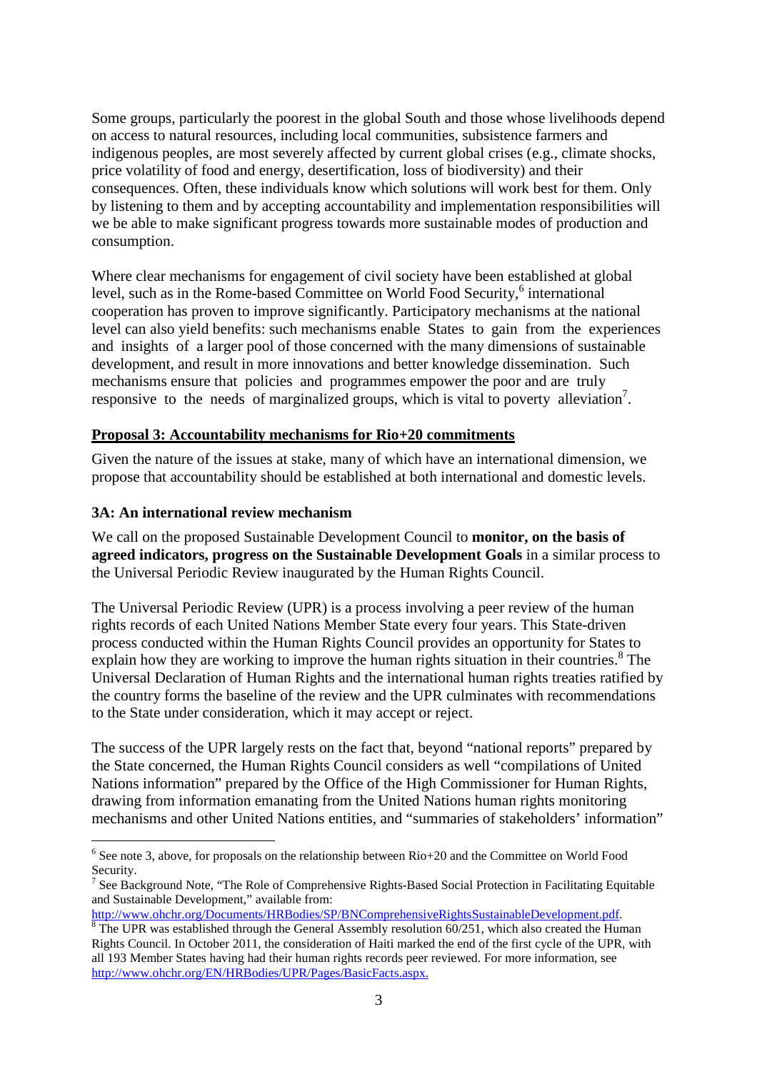Some groups, particularly the poorest in the global South and those whose livelihoods depend on access to natural resources, including local communities, subsistence farmers and indigenous peoples, are most severely affected by current global crises (e.g., climate shocks, price volatility of food and energy, desertification, loss of biodiversity) and their consequences. Often, these individuals know which solutions will work best for them. Only by listening to them and by accepting accountability and implementation responsibilities will we be able to make significant progress towards more sustainable modes of production and consumption.

Where clear mechanisms for engagement of civil society have been established at global level, such as in the Rome-based Committee on World Food Security,[6] international cooperation has proven to improve significantly. Participatory mechanisms at the national level can also yield benefits: such mechanisms enable States to gain from the experiences and insights of a larger pool of those concerned with the many dimensions of sustainable development, and result in more innovations and better knowledge dissemination. Such mechanisms ensure that policies and programmes empower the poor and are truly responsive to the needs of marginalized groups, which is vital to poverty alleviation[7].

**Proposal 3: Accountability mechanisms for Rio+20 commitments**

Given the nature of the issues at stake, many of which have an international dimension, we propose that accountability should be established at both international and domestic levels.

### 3A: An international review mechanism

We call on the proposed Sustainable Development Council to **monitor, on the basis of agreed indicators, progress on the Sustainable Development Goals** in a similar process to the Universal Periodic Review inaugurated by the Human Rights Council.

The Universal Periodic Review (UPR) is a process involving a peer review of the human rights records of each United Nations Member State every four years. This State-driven process conducted within the Human Rights Council provides an opportunity for States to explain how they are working to improve the human rights situation in their countries.[8] The Universal Declaration of Human Rights and the international human rights treaties ratified by the country forms the baseline of the review and the UPR culminates with recommendations to the State under consideration, which it may accept or reject.

The success of the UPR largely rests on the fact that, beyond "national reports" prepared by the State concerned, the Human Rights Council considers as well "compilations of United Nations information" prepared by the Office of the High Commissioner for Human Rights, drawing from information emanating from the United Nations human rights monitoring mechanisms and other United Nations entities, and "summaries of stakeholders' information"

---

[6] See note 3, above, for proposals on the relationship between Rio+20 and the Committee on World Food Security.

[7] See Background Note, "The Role of Comprehensive Rights-Based Social Protection in Facilitating Equitable and Sustainable Development," available from: http://www.ohchr.org/Documents/HRBodies/SP/BNComprehensiveRightsSustainableDevelopment.pdf.

[8] The UPR was established through the General Assembly resolution 60/251, which also created the Human Rights Council. In October 2011, the consideration of Haiti marked the end of the first cycle of the UPR, with all 193 Member States having had their human rights records peer reviewed. For more information, see http://www.ohchr.org/EN/HRBodies/UPR/Pages/BasicFacts.aspx.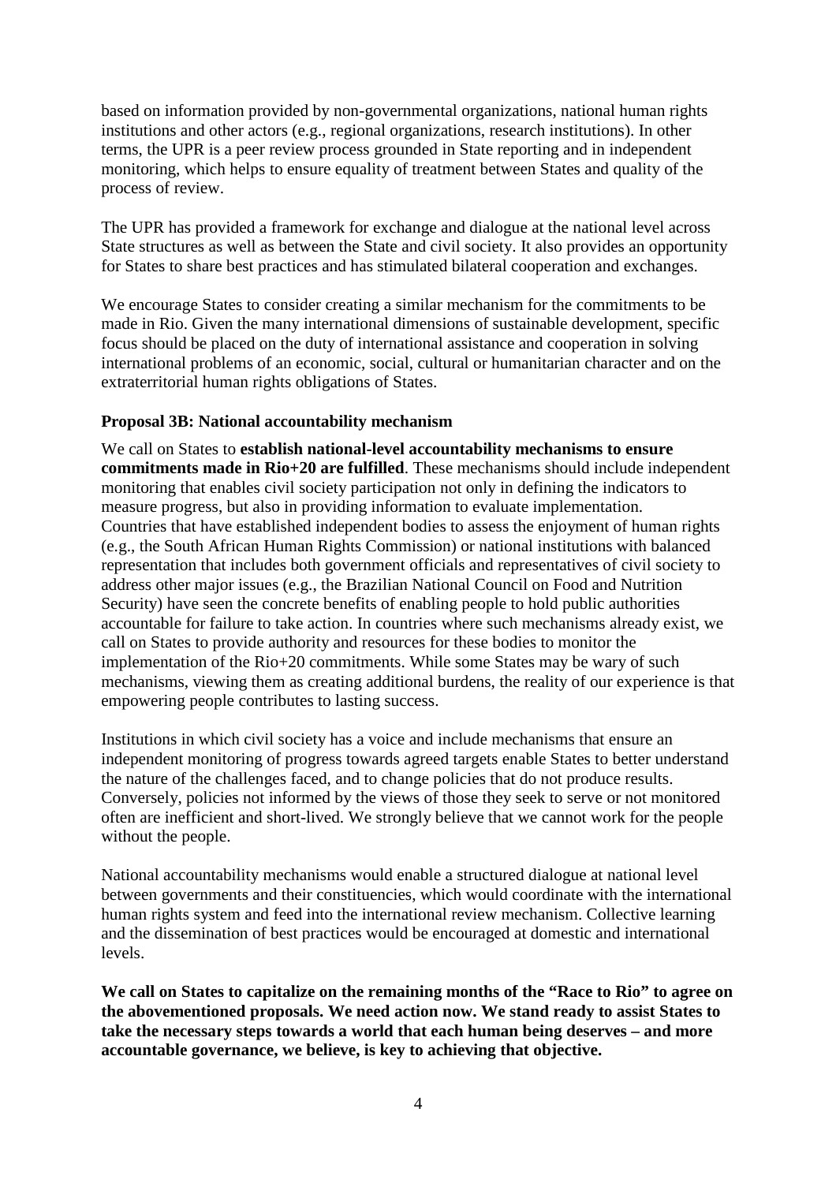based on information provided by non-governmental organizations, national human rights institutions and other actors (e.g., regional organizations, research institutions). In other terms, the UPR is a peer review process grounded in State reporting and in independent monitoring, which helps to ensure equality of treatment between States and quality of the process of review.

The UPR has provided a framework for exchange and dialogue at the national level across State structures as well as between the State and civil society. It also provides an opportunity for States to share best practices and has stimulated bilateral cooperation and exchanges.

We encourage States to consider creating a similar mechanism for the commitments to be made in Rio. Given the many international dimensions of sustainable development, specific focus should be placed on the duty of international assistance and cooperation in solving international problems of an economic, social, cultural or humanitarian character and on the extraterritorial human rights obligations of States.

**Proposal 3B: National accountability mechanism**

We call on States to **establish national-level accountability mechanisms to ensure commitments made in Rio+20 are fulfilled**. These mechanisms should include independent monitoring that enables civil society participation not only in defining the indicators to measure progress, but also in providing information to evaluate implementation. Countries that have established independent bodies to assess the enjoyment of human rights (e.g., the South African Human Rights Commission) or national institutions with balanced representation that includes both government officials and representatives of civil society to address other major issues (e.g., the Brazilian National Council on Food and Nutrition Security) have seen the concrete benefits of enabling people to hold public authorities accountable for failure to take action. In countries where such mechanisms already exist, we call on States to provide authority and resources for these bodies to monitor the implementation of the Rio+20 commitments. While some States may be wary of such mechanisms, viewing them as creating additional burdens, the reality of our experience is that empowering people contributes to lasting success.

Institutions in which civil society has a voice and include mechanisms that ensure an independent monitoring of progress towards agreed targets enable States to better understand the nature of the challenges faced, and to change policies that do not produce results. Conversely, policies not informed by the views of those they seek to serve or not monitored often are inefficient and short-lived. We strongly believe that we cannot work for the people without the people.

National accountability mechanisms would enable a structured dialogue at national level between governments and their constituencies, which would coordinate with the international human rights system and feed into the international review mechanism. Collective learning and the dissemination of best practices would be encouraged at domestic and international levels.

**We call on States to capitalize on the remaining months of the "Race to Rio" to agree on the abovementioned proposals. We need action now. We stand ready to assist States to take the necessary steps towards a world that each human being deserves – and more accountable governance, we believe, is key to achieving that objective.**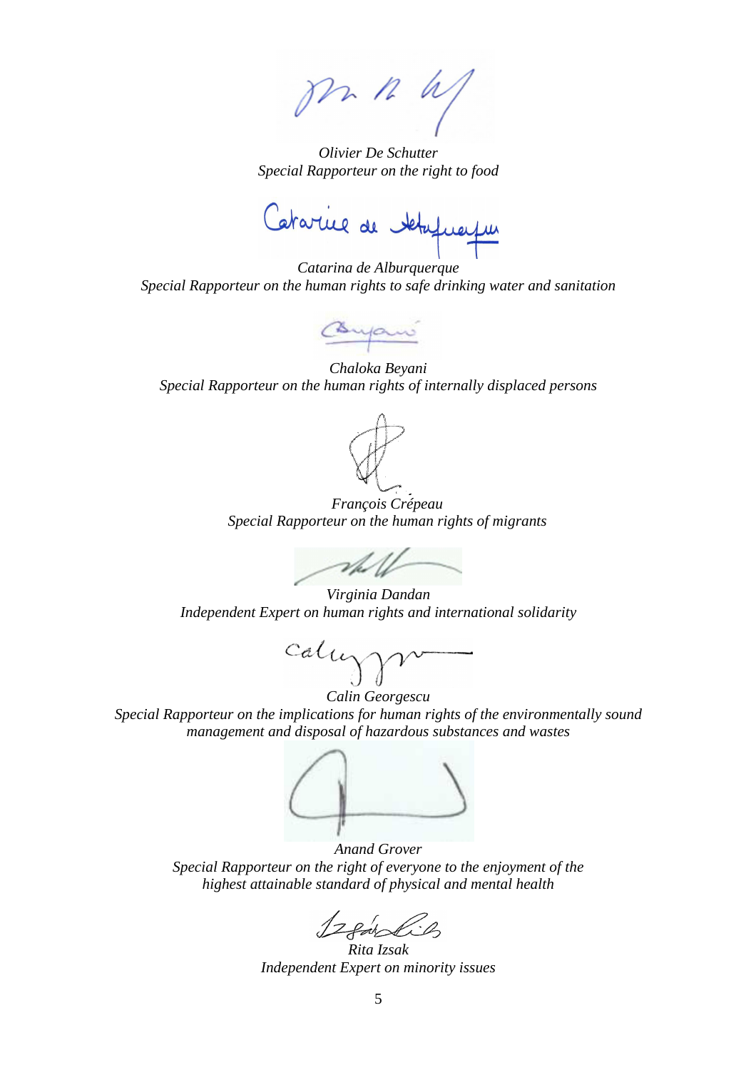*Olivier De Schutter*
*Special Rapporteur on the right to food*

*Catarina de Alburquerque*
*Special Rapporteur on the human rights to safe drinking water and sanitation*

*Chaloka Beyani*
*Special Rapporteur on the human rights of internally displaced persons*

*François Crépeau*
*Special Rapporteur on the human rights of migrants*

*Virginia Dandan*
*Independent Expert on human rights and international solidarity*

*Calin Georgescu*
*Special Rapporteur on the implications for human rights of the environmentally sound management and disposal of hazardous substances and wastes*

*Anand Grover*
*Special Rapporteur on the right of everyone to the enjoyment of the highest attainable standard of physical and mental health*

*Rita Izsak*
*Independent Expert on minority issues*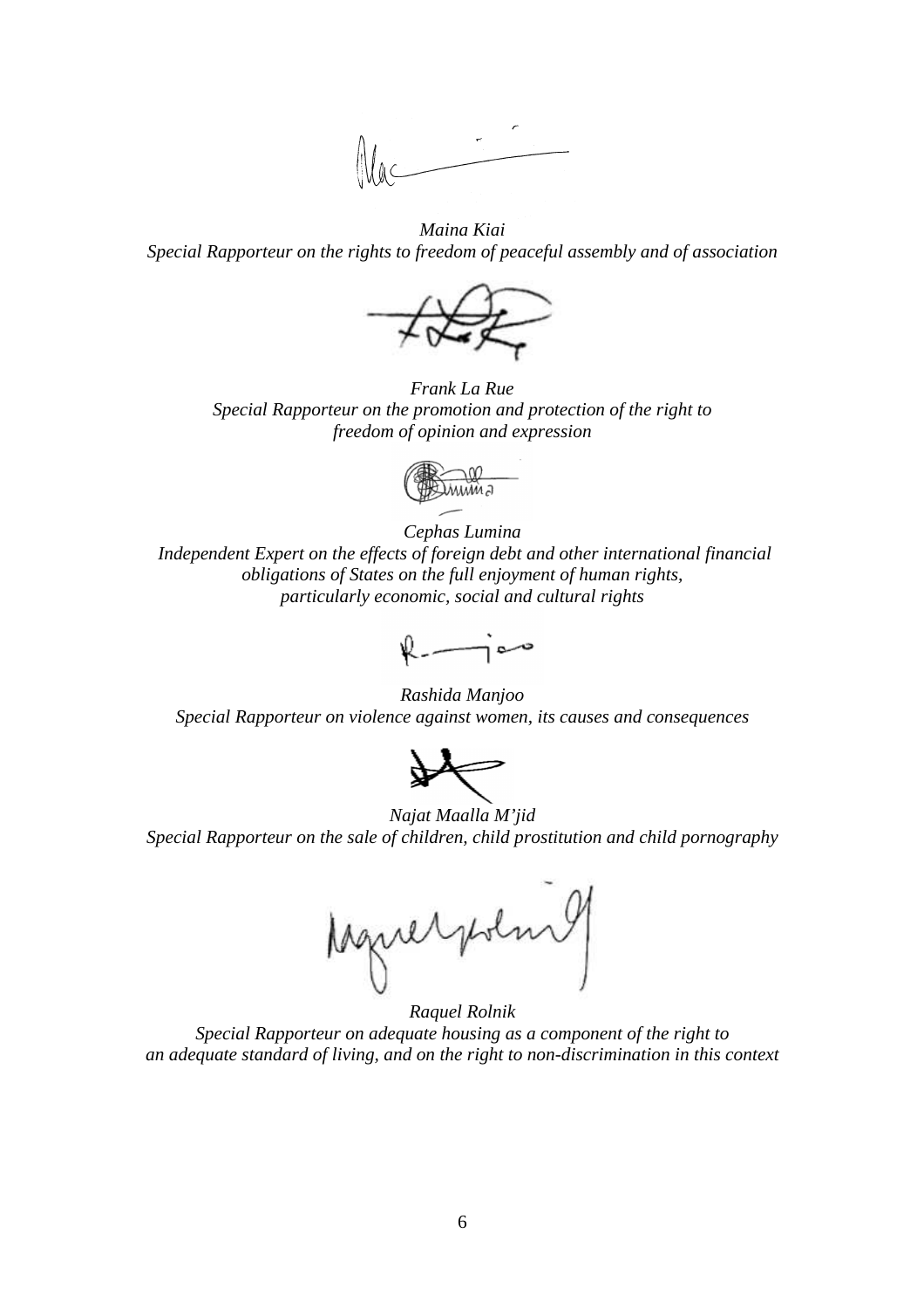*Maina Kiai*
*Special Rapporteur on the rights to freedom of peaceful assembly and of association*

*Frank La Rue*
*Special Rapporteur on the promotion and protection of the right to freedom of opinion and expression*

*Cephas Lumina*
*Independent Expert on the effects of foreign debt and other international financial obligations of States on the full enjoyment of human rights, particularly economic, social and cultural rights*

*Rashida Manjoo*
*Special Rapporteur on violence against women, its causes and consequences*

*Najat Maalla M'jid*
*Special Rapporteur on the sale of children, child prostitution and child pornography*

*Raquel Rolnik*
*Special Rapporteur on adequate housing as a component of the right to an adequate standard of living, and on the right to non-discrimination in this context*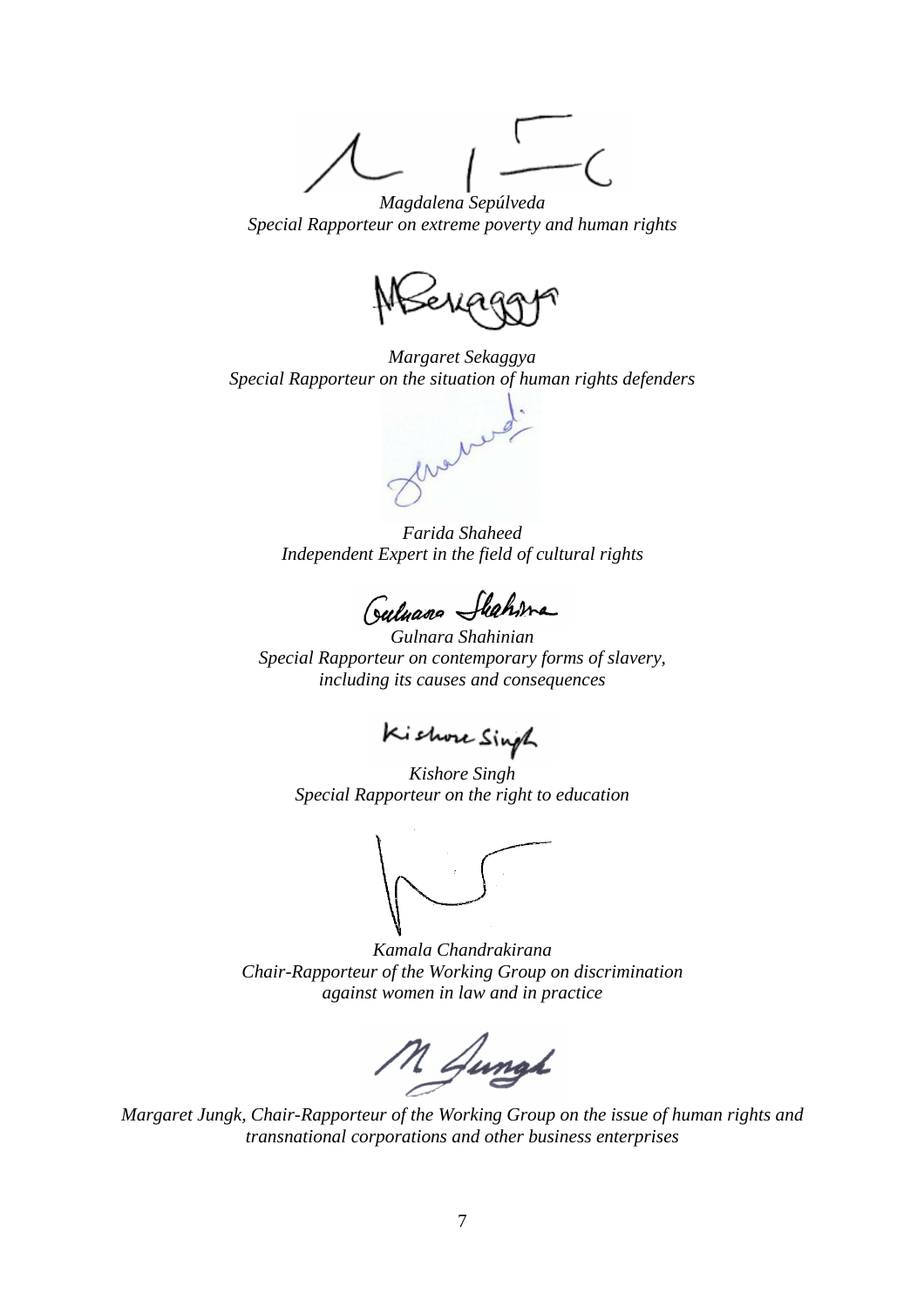*Magdalena Sepúlveda*
*Special Rapporteur on extreme poverty and human rights*

*Margaret Sekaggya*
*Special Rapporteur on the situation of human rights defenders*

*Farida Shaheed*
*Independent Expert in the field of cultural rights*

*Gulnara Shahinian*
*Special Rapporteur on contemporary forms of slavery, including its causes and consequences*

*Kishore Singh*
*Special Rapporteur on the right to education*

*Kamala Chandrakirana*
*Chair-Rapporteur of the Working Group on discrimination against women in law and in practice*

*Margaret Jungk, Chair-Rapporteur of the Working Group on the issue of human rights and transnational corporations and other business enterprises*